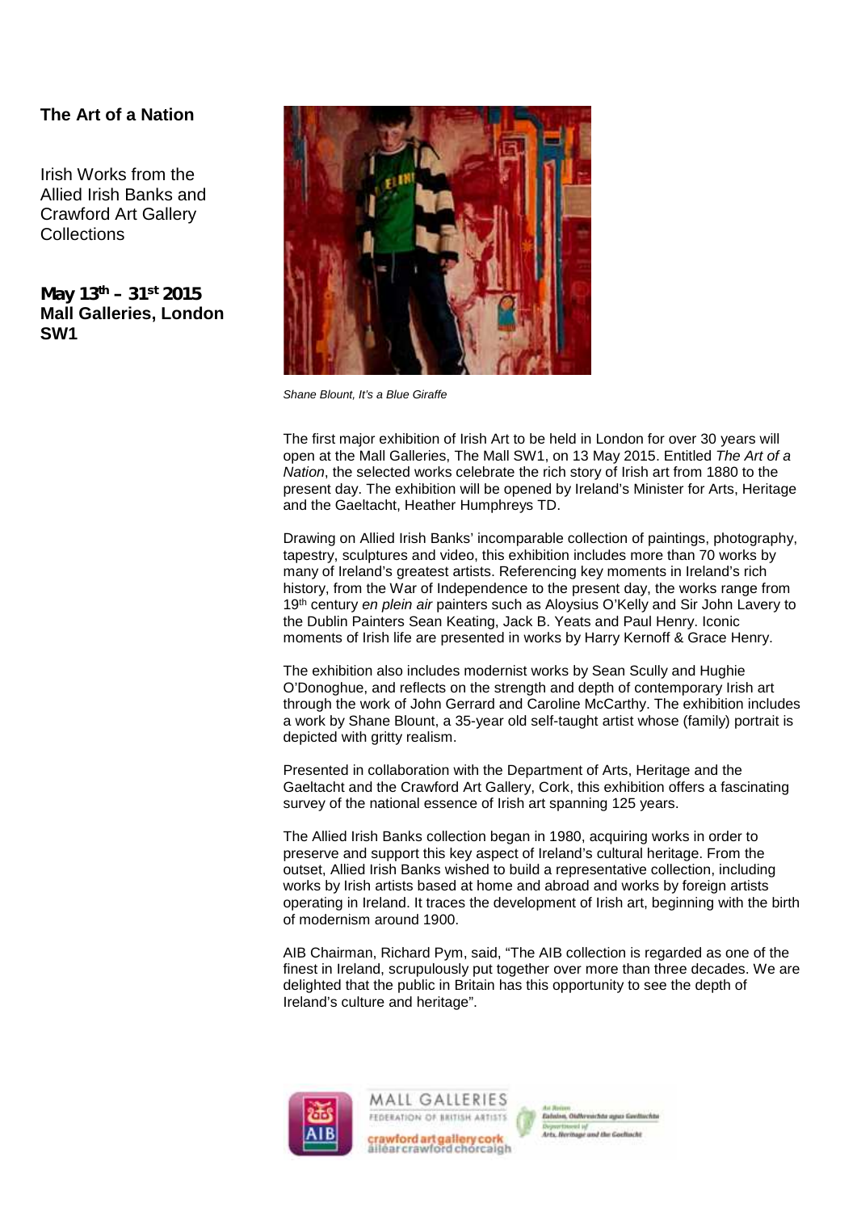## The Art of a Nation

Irish Works from the Allied Irish Banks and Crawford Art Gallery Collections

**May 13th – 31st 2015**
**Mall Galleries, London SW1**

*Shane Blount, It's a Blue Giraffe*

The first major exhibition of Irish Art to be held in London for over 30 years will open at the Mall Galleries, The Mall SW1, on 13 May 2015. Entitled *The Art of a Nation*, the selected works celebrate the rich story of Irish art from 1880 to the present day. The exhibition will be opened by Ireland's Minister for Arts, Heritage and the Gaeltacht, Heather Humphreys TD.

Drawing on Allied Irish Banks' incomparable collection of paintings, photography, tapestry, sculptures and video, this exhibition includes more than 70 works by many of Ireland's greatest artists. Referencing key moments in Ireland's rich history, from the War of Independence to the present day, the works range from 19th century *en plein air* painters such as Aloysius O'Kelly and Sir John Lavery to the Dublin Painters Sean Keating, Jack B. Yeats and Paul Henry. Iconic moments of Irish life are presented in works by Harry Kernoff & Grace Henry.

The exhibition also includes modernist works by Sean Scully and Hughie O'Donoghue, and reflects on the strength and depth of contemporary Irish art through the work of John Gerrard and Caroline McCarthy. The exhibition includes a work by Shane Blount, a 35-year old self-taught artist whose (family) portrait is depicted with gritty realism.

Presented in collaboration with the Department of Arts, Heritage and the Gaeltacht and the Crawford Art Gallery, Cork, this exhibition offers a fascinating survey of the national essence of Irish art spanning 125 years.

The Allied Irish Banks collection began in 1980, acquiring works in order to preserve and support this key aspect of Ireland's cultural heritage. From the outset, Allied Irish Banks wished to build a representative collection, including works by Irish artists based at home and abroad and works by foreign artists operating in Ireland. It traces the development of Irish art, beginning with the birth of modernism around 1900.

AIB Chairman, Richard Pym, said, "The AIB collection is regarded as one of the finest in Ireland, scrupulously put together over more than three decades. We are delighted that the public in Britain has this opportunity to see the depth of Ireland's culture and heritage".

AIB

MALL GALLERIES
FEDERATION OF BRITISH ARTISTS

crawford art gallery cork
áiléar crawford chorcaigh

An Roinn
Ealaíon, Oidhreachta agus Gaeltachta
Department of
Arts, Heritage and the Gaeltacht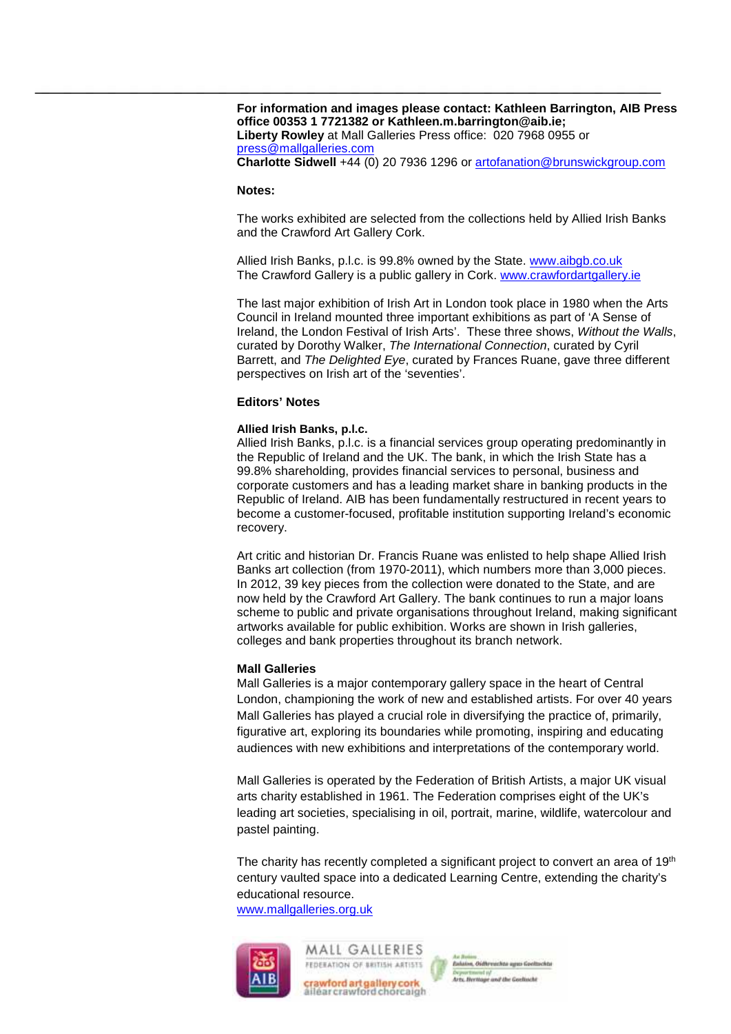**For information and images please contact: Kathleen Barrington, AIB Press office 00353 1 7721382 or Kathleen.m.barrington@aib.ie;**
**Liberty Rowley** at Mall Galleries Press office: 020 7968 0955 or press@mallgalleries.com
**Charlotte Sidwell** +44 (0) 20 7936 1296 or artofanation@brunswickgroup.com

**Notes:**

The works exhibited are selected from the collections held by Allied Irish Banks and the Crawford Art Gallery Cork.

Allied Irish Banks, p.l.c. is 99.8% owned by the State. www.aibgb.co.uk
The Crawford Gallery is a public gallery in Cork. www.crawfordartgallery.ie

The last major exhibition of Irish Art in London took place in 1980 when the Arts Council in Ireland mounted three important exhibitions as part of 'A Sense of Ireland, the London Festival of Irish Arts'. These three shows, *Without the Walls*, curated by Dorothy Walker, *The International Connection*, curated by Cyril Barrett, and *The Delighted Eye*, curated by Frances Ruane, gave three different perspectives on Irish art of the 'seventies'.

**Editors' Notes**

**Allied Irish Banks, p.l.c.**
Allied Irish Banks, p.l.c. is a financial services group operating predominantly in the Republic of Ireland and the UK. The bank, in which the Irish State has a 99.8% shareholding, provides financial services to personal, business and corporate customers and has a leading market share in banking products in the Republic of Ireland. AIB has been fundamentally restructured in recent years to become a customer-focused, profitable institution supporting Ireland's economic recovery.

Art critic and historian Dr. Francis Ruane was enlisted to help shape Allied Irish Banks art collection (from 1970-2011), which numbers more than 3,000 pieces. In 2012, 39 key pieces from the collection were donated to the State, and are now held by the Crawford Art Gallery. The bank continues to run a major loans scheme to public and private organisations throughout Ireland, making significant artworks available for public exhibition. Works are shown in Irish galleries, colleges and bank properties throughout its branch network.

**Mall Galleries**
Mall Galleries is a major contemporary gallery space in the heart of Central London, championing the work of new and established artists. For over 40 years Mall Galleries has played a crucial role in diversifying the practice of, primarily, figurative art, exploring its boundaries while promoting, inspiring and educating audiences with new exhibitions and interpretations of the contemporary world.

Mall Galleries is operated by the Federation of British Artists, a major UK visual arts charity established in 1961. The Federation comprises eight of the UK's leading art societies, specialising in oil, portrait, marine, wildlife, watercolour and pastel painting.

The charity has recently completed a significant project to convert an area of 19th century vaulted space into a dedicated Learning Centre, extending the charity's educational resource.
www.mallgalleries.org.uk